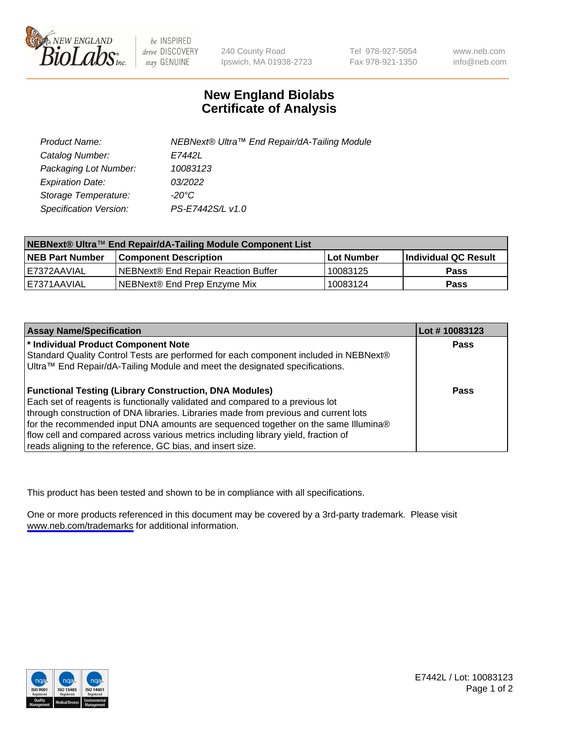# New England Biolabs
# Certificate of Analysis

| | |
|---|---|
| Product Name: | NEBNext® Ultra™ End Repair/dA-Tailing Module |
| Catalog Number: | E7442L |
| Packaging Lot Number: | 10083123 |
| Expiration Date: | 03/2022 |
| Storage Temperature: | -20°C |
| Specification Version: | PS-E7442S/L v1.0 |

| NEBNext® Ultra™ End Repair/dA-Tailing Module Component List | | | |
|---|---|---|---|
| **NEB Part Number** | **Component Description** | **Lot Number** | **Individual QC Result** |
| E7372AAVIAL | NEBNext® End Repair Reaction Buffer | 10083125 | **Pass** |
| E7371AAVIAL | NEBNext® End Prep Enzyme Mix | 10083124 | **Pass** |

| Assay Name/Specification | Lot # 10083123 |
|---|---|
| **\* Individual Product Component Note**<br>Standard Quality Control Tests are performed for each component included in NEBNext® Ultra™ End Repair/dA-Tailing Module and meet the designated specifications. | **Pass** |
| **Functional Testing (Library Construction, DNA Modules)**<br>Each set of reagents is functionally validated and compared to a previous lot through construction of DNA libraries. Libraries made from previous and current lots for the recommended input DNA amounts are sequenced together on the same Illumina® flow cell and compared across various metrics including library yield, fraction of reads aligning to the reference, GC bias, and insert size. | **Pass** |

This product has been tested and shown to be in compliance with all specifications.

One or more products referenced in this document may be covered by a 3rd-party trademark. Please visit www.neb.com/trademarks for additional information.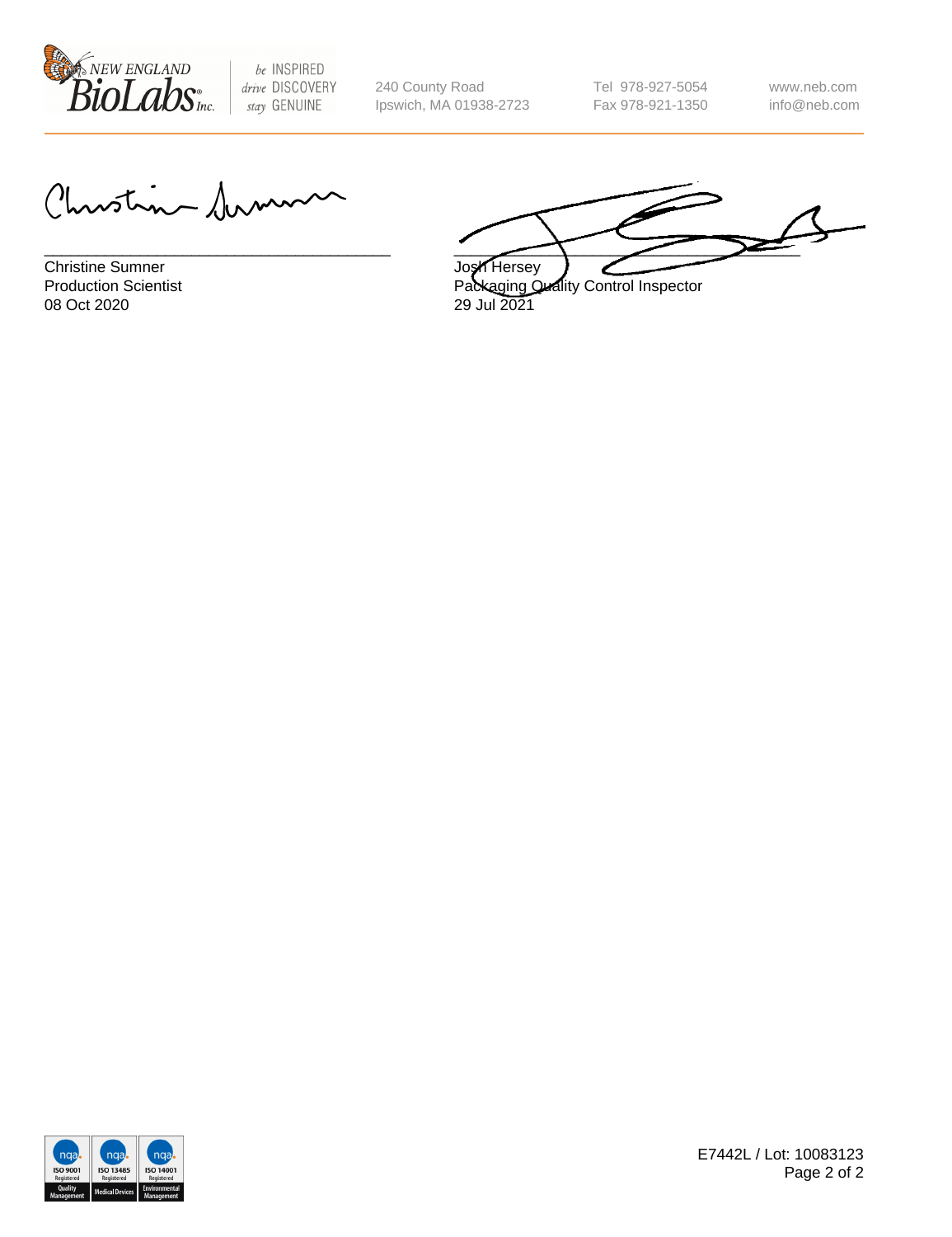Christine Sumner
Production Scientist
08 Oct 2020

Josh Hersey
Packaging Quality Control Inspector
29 Jul 2021

E7442L / Lot: 10083123